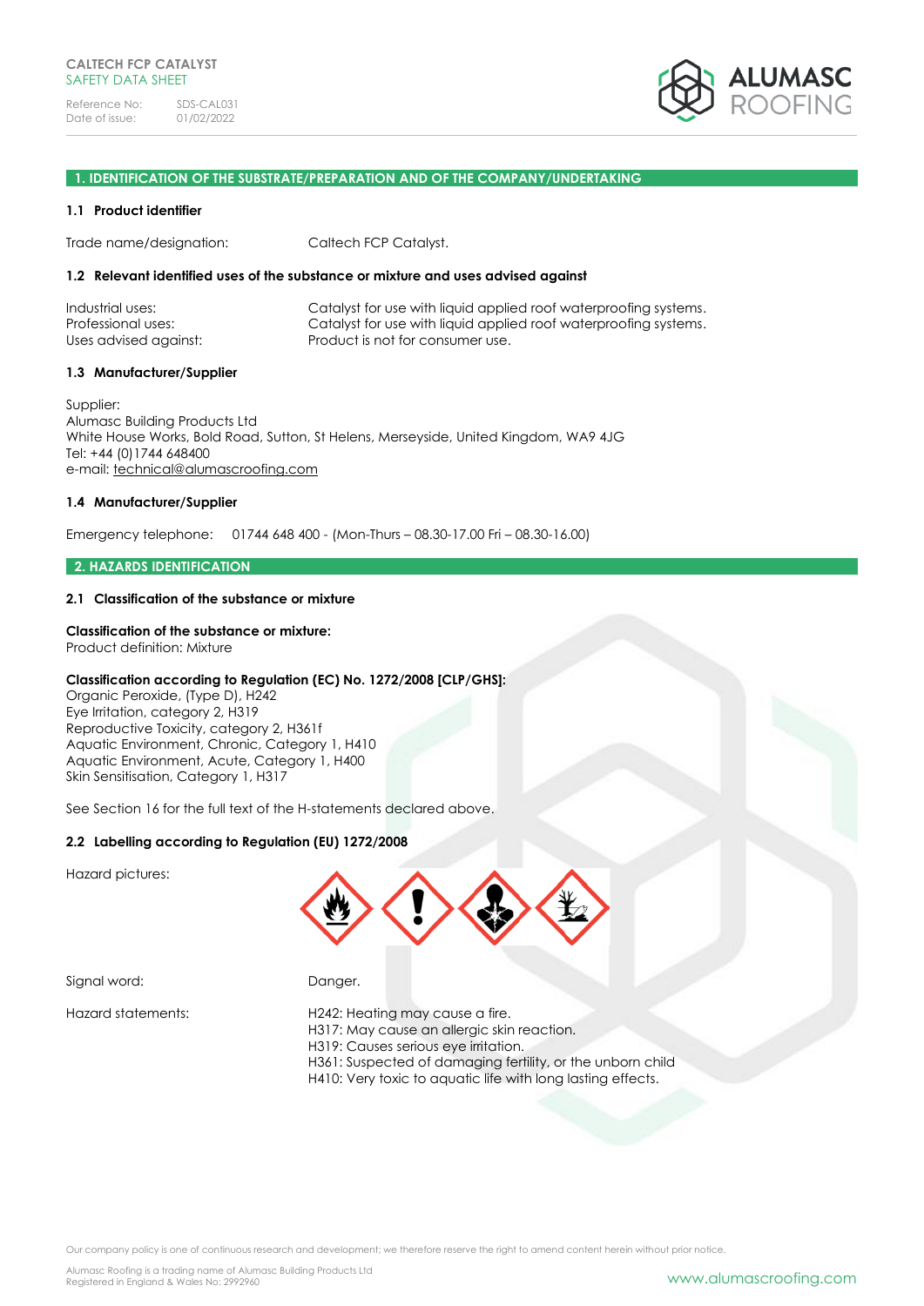CALTECH FCP CATALYST
SAFETY DATA SHEET

Reference No: SDS-CAL031
Date of issue: 01/02/2022

ALUMASC ROOFING

## 1. IDENTIFICATION OF THE SUBSTRATE/PREPARATION AND OF THE COMPANY/UNDERTAKING

### 1.1 Product identifier

Trade name/designation: Caltech FCP Catalyst.

### 1.2 Relevant identified uses of the substance or mixture and uses advised against

Industrial uses: Catalyst for use with liquid applied roof waterproofing systems.
Professional uses: Catalyst for use with liquid applied roof waterproofing systems.
Uses advised against: Product is not for consumer use.

### 1.3 Manufacturer/Supplier

Supplier:
Alumasc Building Products Ltd
White House Works, Bold Road, Sutton, St Helens, Merseyside, United Kingdom, WA9 4JG
Tel: +44 (0)1744 648400
e-mail: technical@alumascroofing.com

### 1.4 Manufacturer/Supplier

Emergency telephone: 01744 648 400 - (Mon-Thurs – 08.30-17.00 Fri – 08.30-16.00)

## 2. HAZARDS IDENTIFICATION

### 2.1 Classification of the substance or mixture

**Classification of the substance or mixture:**
Product definition: Mixture

**Classification according to Regulation (EC) No. 1272/2008 [CLP/GHS]:**
Organic Peroxide, (Type D), H242
Eye Irritation, category 2, H319
Reproductive Toxicity, category 2, H361f
Aquatic Environment, Chronic, Category 1, H410
Aquatic Environment, Acute, Category 1, H400
Skin Sensitisation, Category 1, H317

See Section 16 for the full text of the H-statements declared above.

### 2.2 Labelling according to Regulation (EU) 1272/2008

Hazard pictures:

Signal word: Danger.

Hazard statements:
H242: Heating may cause a fire.
H317: May cause an allergic skin reaction.
H319: Causes serious eye irritation.
H361: Suspected of damaging fertility, or the unborn child
H410: Very toxic to aquatic life with long lasting effects.

Our company policy is one of continuous research and development; we therefore reserve the right to amend content herein without prior notice.

Alumasc Roofing is a trading name of Alumasc Building Products Ltd
Registered in England & Wales No: 2992960

www.alumascroofing.com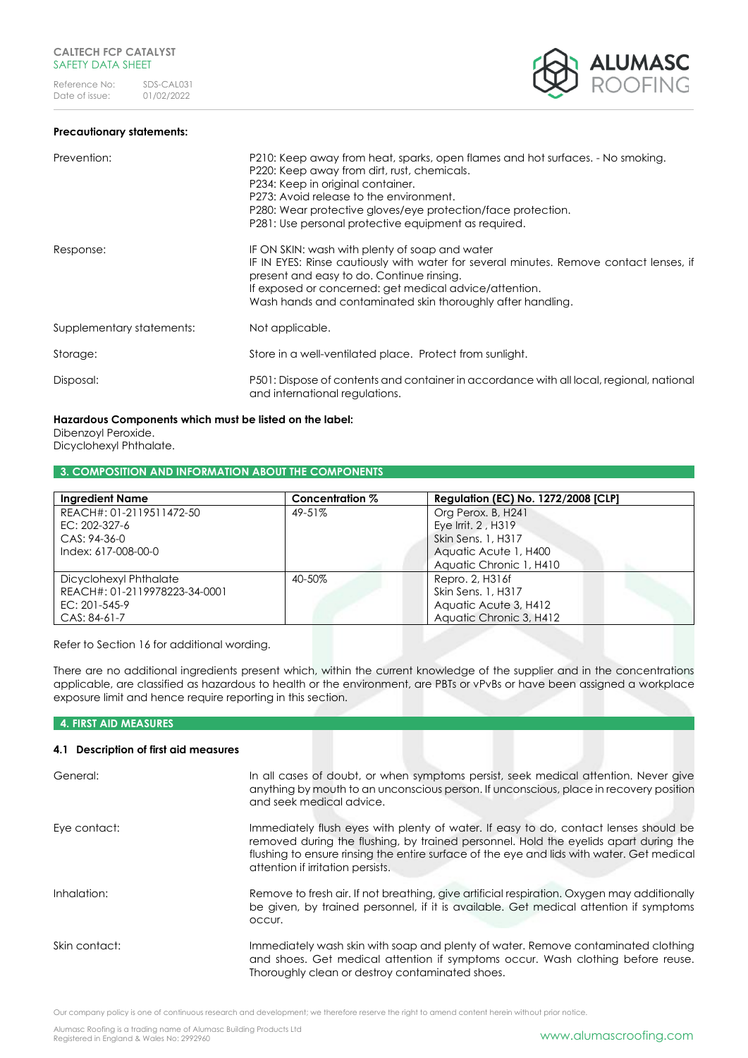**Precautionary statements:**

| | |
|---|---|
| Prevention: | P210: Keep away from heat, sparks, open flames and hot surfaces. - No smoking.<br>P220: Keep away from dirt, rust, chemicals.<br>P234: Keep in original container.<br>P273: Avoid release to the environment.<br>P280: Wear protective gloves/eye protection/face protection.<br>P281: Use personal protective equipment as required. |
| Response: | IF ON SKIN: wash with plenty of soap and water<br>IF IN EYES: Rinse cautiously with water for several minutes. Remove contact lenses, if present and easy to do. Continue rinsing.<br>If exposed or concerned: get medical advice/attention.<br>Wash hands and contaminated skin thoroughly after handling. |
| Supplementary statements: | Not applicable. |
| Storage: | Store in a well-ventilated place. Protect from sunlight. |
| Disposal: | P501: Dispose of contents and container in accordance with all local, regional, national and international regulations. |

**Hazardous Components which must be listed on the label:**
Dibenzoyl Peroxide.
Dicyclohexyl Phthalate.

## 3. COMPOSITION AND INFORMATION ABOUT THE COMPONENTS

| Ingredient Name | Concentration % | Regulation (EC) No. 1272/2008 [CLP] |
|---|---|---|
| REACH#: 01-2119511472-50<br>EC: 202-327-6<br>CAS: 94-36-0<br>Index: 617-008-00-0 | 49-51% | Org Perox. B, H241<br>Eye Irrit. 2 , H319<br>Skin Sens. 1, H317<br>Aquatic Acute 1, H400<br>Aquatic Chronic 1, H410 |
| Dicyclohexyl Phthalate<br>REACH#: 01-2119978223-34-0001<br>EC: 201-545-9<br>CAS: 84-61-7 | 40-50% | Repro. 2, H316f<br>Skin Sens. 1, H317<br>Aquatic Acute 3, H412<br>Aquatic Chronic 3, H412 |

Refer to Section 16 for additional wording.

There are no additional ingredients present which, within the current knowledge of the supplier and in the concentrations applicable, are classified as hazardous to health or the environment, are PBTs or vPvBs or have been assigned a workplace exposure limit and hence require reporting in this section.

## 4. FIRST AID MEASURES

### 4.1 Description of first aid measures

| | |
|---|---|
| General: | In all cases of doubt, or when symptoms persist, seek medical attention. Never give anything by mouth to an unconscious person. If unconscious, place in recovery position and seek medical advice. |
| Eye contact: | Immediately flush eyes with plenty of water. If easy to do, contact lenses should be removed during the flushing, by trained personnel. Hold the eyelids apart during the flushing to ensure rinsing the entire surface of the eye and lids with water. Get medical attention if irritation persists. |
| Inhalation: | Remove to fresh air. If not breathing, give artificial respiration. Oxygen may additionally be given, by trained personnel, if it is available. Get medical attention if symptoms occur. |
| Skin contact: | Immediately wash skin with soap and plenty of water. Remove contaminated clothing and shoes. Get medical attention if symptoms occur. Wash clothing before reuse. Thoroughly clean or destroy contaminated shoes. |

Our company policy is one of continuous research and development; we therefore reserve the right to amend content herein without prior notice.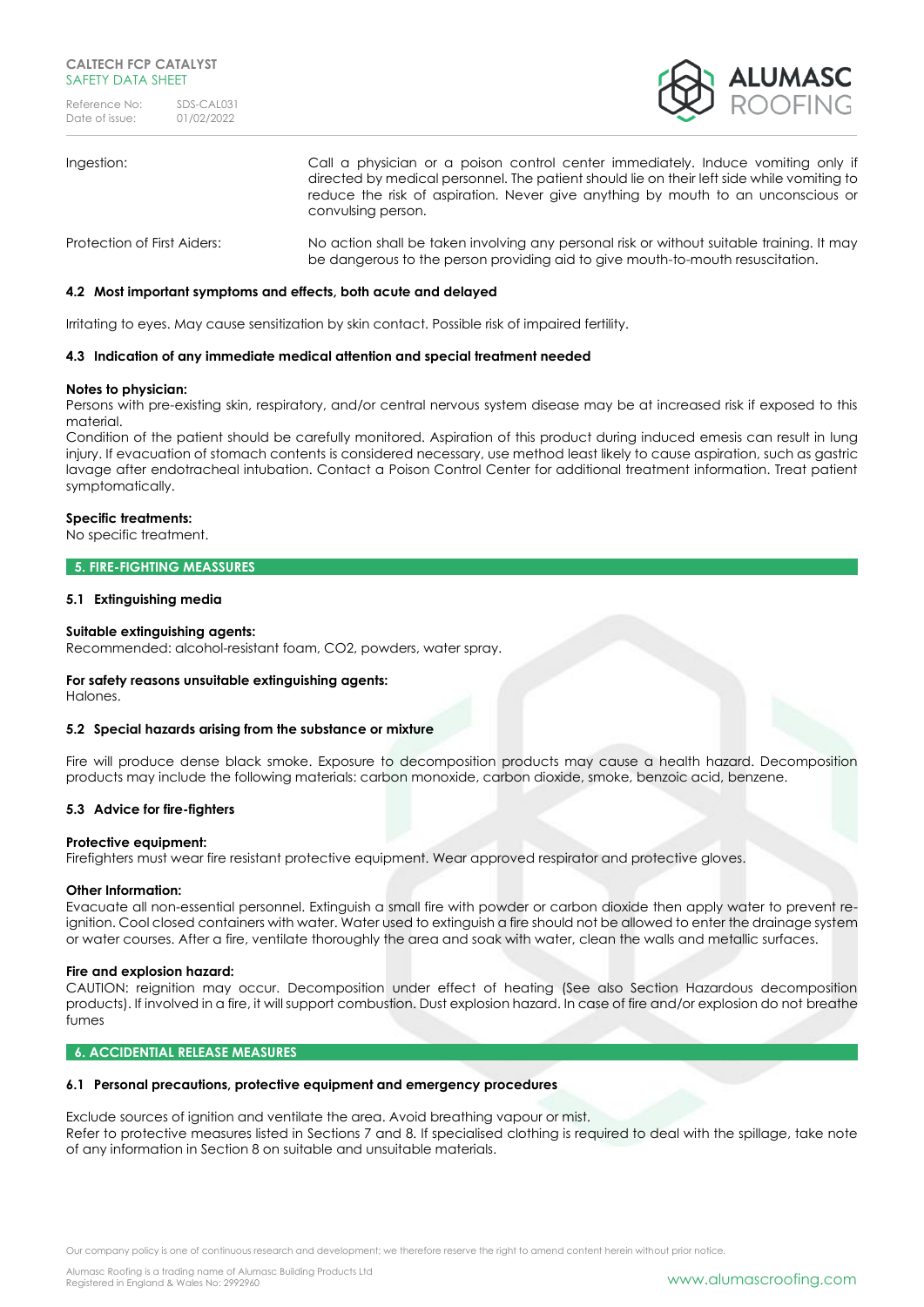| | |
|---|---|
| Ingestion: | Call a physician or a poison control center immediately. Induce vomiting only if directed by medical personnel. The patient should lie on their left side while vomiting to reduce the risk of aspiration. Never give anything by mouth to an unconscious or convulsing person. |
| Protection of First Aiders: | No action shall be taken involving any personal risk or without suitable training. It may be dangerous to the person providing aid to give mouth-to-mouth resuscitation. |

### 4.2 Most important symptoms and effects, both acute and delayed

Irritating to eyes. May cause sensitization by skin contact. Possible risk of impaired fertility.

### 4.3 Indication of any immediate medical attention and special treatment needed

**Notes to physician:**
Persons with pre-existing skin, respiratory, and/or central nervous system disease may be at increased risk if exposed to this material.
Condition of the patient should be carefully monitored. Aspiration of this product during induced emesis can result in lung injury. If evacuation of stomach contents is considered necessary, use method least likely to cause aspiration, such as gastric lavage after endotracheal intubation. Contact a Poison Control Center for additional treatment information. Treat patient symptomatically.

**Specific treatments:**
No specific treatment.

## 5. FIRE-FIGHTING MEASSURES

### 5.1 Extinguishing media

**Suitable extinguishing agents:**
Recommended: alcohol-resistant foam, CO2, powders, water spray.

**For safety reasons unsuitable extinguishing agents:**
Halones.

### 5.2 Special hazards arising from the substance or mixture

Fire will produce dense black smoke. Exposure to decomposition products may cause a health hazard. Decomposition products may include the following materials: carbon monoxide, carbon dioxide, smoke, benzoic acid, benzene.

### 5.3 Advice for fire-fighters

**Protective equipment:**
Firefighters must wear fire resistant protective equipment. Wear approved respirator and protective gloves.

**Other Information:**
Evacuate all non-essential personnel. Extinguish a small fire with powder or carbon dioxide then apply water to prevent re-ignition. Cool closed containers with water. Water used to extinguish a fire should not be allowed to enter the drainage system or water courses. After a fire, ventilate thoroughly the area and soak with water, clean the walls and metallic surfaces.

**Fire and explosion hazard:**
CAUTION: reignition may occur. Decomposition under effect of heating (See also Section Hazardous decomposition products). If involved in a fire, it will support combustion. Dust explosion hazard. In case of fire and/or explosion do not breathe fumes

## 6. ACCIDENTIAL RELEASE MEASURES

### 6.1 Personal precautions, protective equipment and emergency procedures

Exclude sources of ignition and ventilate the area. Avoid breathing vapour or mist.
Refer to protective measures listed in Sections 7 and 8. If specialised clothing is required to deal with the spillage, take note of any information in Section 8 on suitable and unsuitable materials.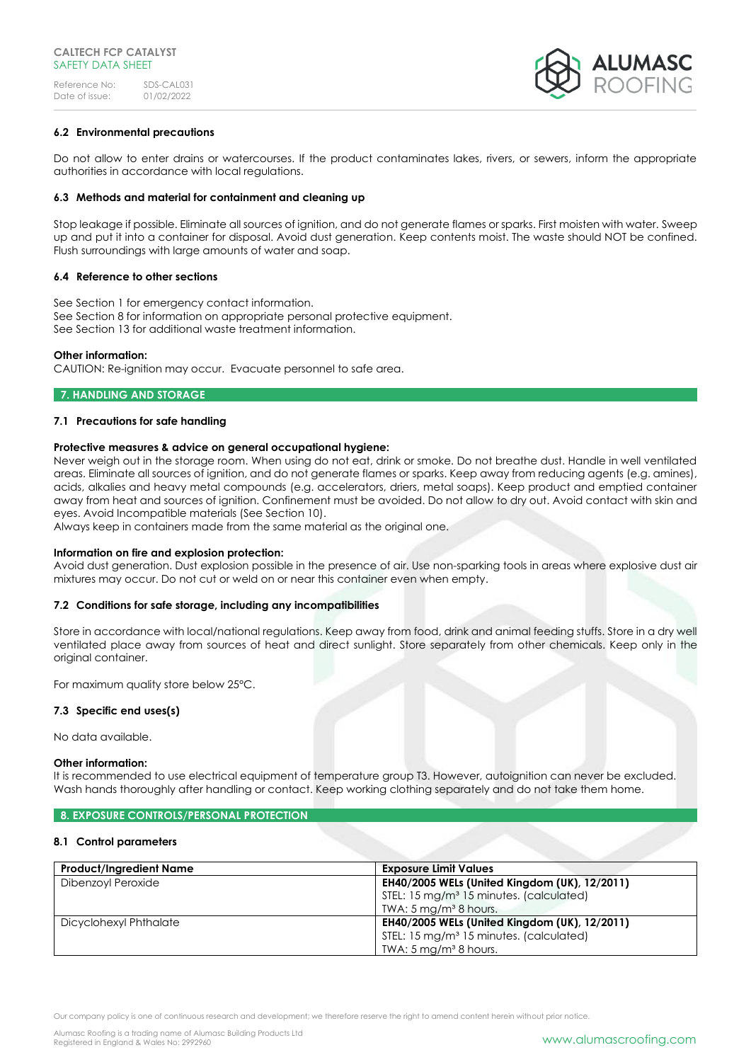### 6.2 Environmental precautions

Do not allow to enter drains or watercourses. If the product contaminates lakes, rivers, or sewers, inform the appropriate authorities in accordance with local regulations.

### 6.3 Methods and material for containment and cleaning up

Stop leakage if possible. Eliminate all sources of ignition, and do not generate flames or sparks. First moisten with water. Sweep up and put it into a container for disposal. Avoid dust generation. Keep contents moist. The waste should NOT be confined. Flush surroundings with large amounts of water and soap.

### 6.4 Reference to other sections

See Section 1 for emergency contact information.
See Section 8 for information on appropriate personal protective equipment.
See Section 13 for additional waste treatment information.

**Other information:**
CAUTION: Re-ignition may occur. Evacuate personnel to safe area.

## 7. HANDLING AND STORAGE

### 7.1 Precautions for safe handling

**Protective measures & advice on general occupational hygiene:**
Never weigh out in the storage room. When using do not eat, drink or smoke. Do not breathe dust. Handle in well ventilated areas. Eliminate all sources of ignition, and do not generate flames or sparks. Keep away from reducing agents (e.g. amines), acids, alkalies and heavy metal compounds (e.g. accelerators, driers, metal soaps). Keep product and emptied container away from heat and sources of ignition. Confinement must be avoided. Do not allow to dry out. Avoid contact with skin and eyes. Avoid Incompatible materials (See Section 10).
Always keep in containers made from the same material as the original one.

**Information on fire and explosion protection:**
Avoid dust generation. Dust explosion possible in the presence of air. Use non-sparking tools in areas where explosive dust air mixtures may occur. Do not cut or weld on or near this container even when empty.

### 7.2 Conditions for safe storage, including any incompatibilities

Store in accordance with local/national regulations. Keep away from food, drink and animal feeding stuffs. Store in a dry well ventilated place away from sources of heat and direct sunlight. Store separately from other chemicals. Keep only in the original container.

For maximum quality store below 25°C.

### 7.3 Specific end uses(s)

No data available.

**Other information:**
It is recommended to use electrical equipment of temperature group T3. However, autoignition can never be excluded. Wash hands thoroughly after handling or contact. Keep working clothing separately and do not take them home.

## 8. EXPOSURE CONTROLS/PERSONAL PROTECTION

### 8.1 Control parameters

| Product/Ingredient Name | Exposure Limit Values |
|---|---|
| Dibenzoyl Peroxide | **EH40/2005 WELs (United Kingdom (UK), 12/2011)**<br>STEL: 15 mg/m³ 15 minutes. (calculated)<br>TWA: 5 mg/m³ 8 hours. |
| Dicyclohexyl Phthalate | **EH40/2005 WELs (United Kingdom (UK), 12/2011)**<br>STEL: 15 mg/m³ 15 minutes. (calculated)<br>TWA: 5 mg/m³ 8 hours. |

Our company policy is one of continuous research and development; we therefore reserve the right to amend content herein without prior notice.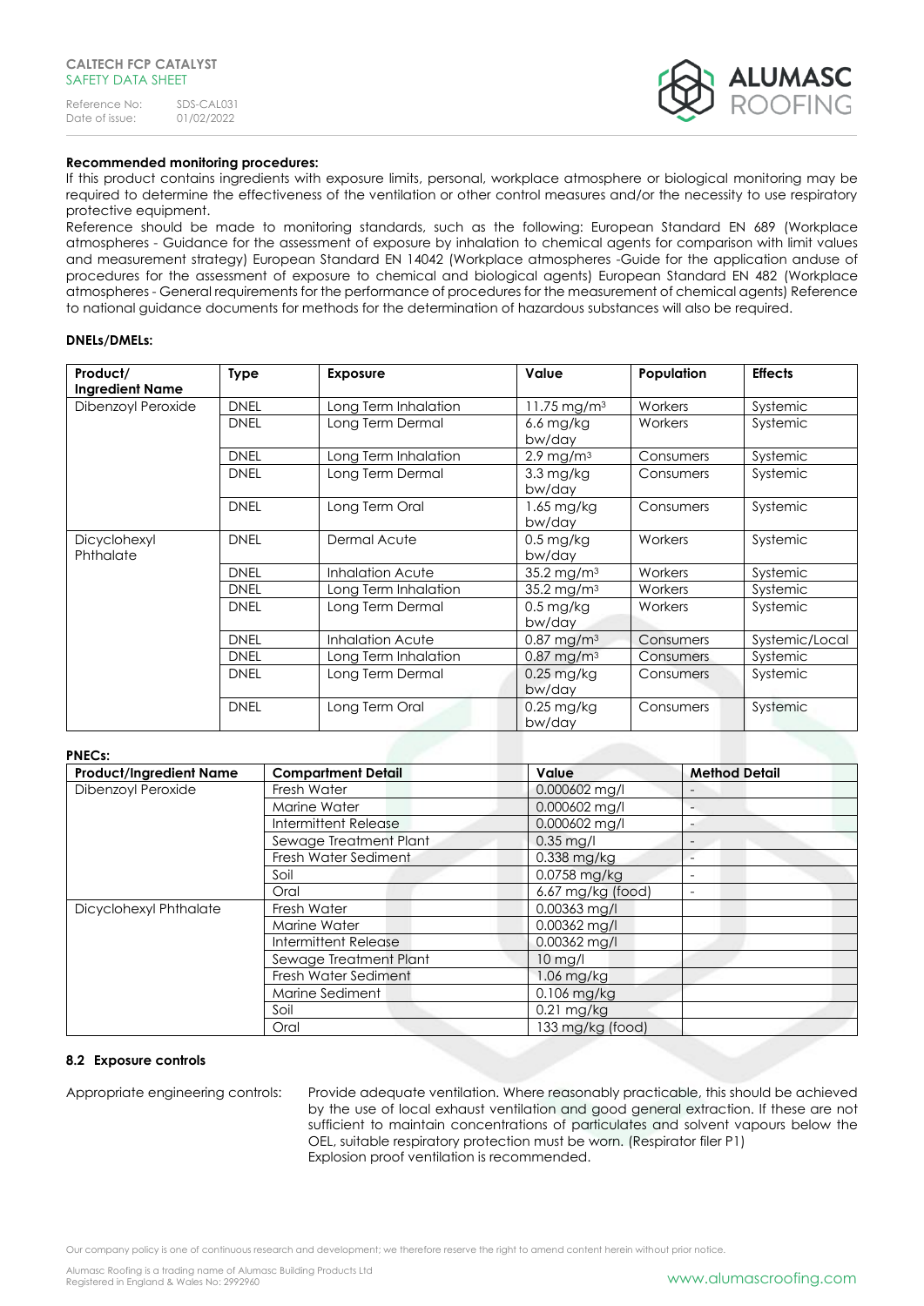**Recommended monitoring procedures:**
If this product contains ingredients with exposure limits, personal, workplace atmosphere or biological monitoring may be required to determine the effectiveness of the ventilation or other control measures and/or the necessity to use respiratory protective equipment.
Reference should be made to monitoring standards, such as the following: European Standard EN 689 (Workplace atmospheres - Guidance for the assessment of exposure by inhalation to chemical agents for comparison with limit values and measurement strategy) European Standard EN 14042 (Workplace atmospheres -Guide for the application anduse of procedures for the assessment of exposure to chemical and biological agents) European Standard EN 482 (Workplace atmospheres - General requirements for the performance of procedures for the measurement of chemical agents) Reference to national guidance documents for methods for the determination of hazardous substances will also be required.

**DNELs/DMELs:**

| Product/ Ingredient Name | Type | Exposure | Value | Population | Effects |
|---|---|---|---|---|---|
| Dibenzoyl Peroxide | DNEL | Long Term Inhalation | 11.75 mg/m³ | Workers | Systemic |
| | DNEL | Long Term Dermal | 6.6 mg/kg bw/day | Workers | Systemic |
| | DNEL | Long Term Inhalation | 2.9 mg/m³ | Consumers | Systemic |
| | DNEL | Long Term Dermal | 3.3 mg/kg bw/day | Consumers | Systemic |
| | DNEL | Long Term Oral | 1.65 mg/kg bw/day | Consumers | Systemic |
| Dicyclohexyl Phthalate | DNEL | Dermal Acute | 0.5 mg/kg bw/day | Workers | Systemic |
| | DNEL | Inhalation Acute | 35.2 mg/m³ | Workers | Systemic |
| | DNEL | Long Term Inhalation | 35.2 mg/m³ | Workers | Systemic |
| | DNEL | Long Term Dermal | 0.5 mg/kg bw/day | Workers | Systemic |
| | DNEL | Inhalation Acute | 0.87 mg/m³ | Consumers | Systemic/Local |
| | DNEL | Long Term Inhalation | 0.87 mg/m³ | Consumers | Systemic |
| | DNEL | Long Term Dermal | 0.25 mg/kg bw/day | Consumers | Systemic |
| | DNEL | Long Term Oral | 0.25 mg/kg bw/day | Consumers | Systemic |

**PNECs:**

| Product/Ingredient Name | Compartment Detail | Value | Method Detail |
|---|---|---|---|
| Dibenzoyl Peroxide | Fresh Water | 0.000602 mg/l | - |
| | Marine Water | 0.000602 mg/l | - |
| | Intermittent Release | 0.000602 mg/l | - |
| | Sewage Treatment Plant | 0.35 mg/l | - |
| | Fresh Water Sediment | 0.338 mg/kg | - |
| | Soil | 0.0758 mg/kg | - |
| | Oral | 6.67 mg/kg (food) | - |
| Dicyclohexyl Phthalate | Fresh Water | 0.00363 mg/l | |
| | Marine Water | 0.00362 mg/l | |
| | Intermittent Release | 0.00362 mg/l | |
| | Sewage Treatment Plant | 10 mg/l | |
| | Fresh Water Sediment | 1.06 mg/kg | |
| | Marine Sediment | 0.106 mg/kg | |
| | Soil | 0.21 mg/kg | |
| | Oral | 133 mg/kg (food) | |

### 8.2 Exposure controls

Appropriate engineering controls: Provide adequate ventilation. Where reasonably practicable, this should be achieved by the use of local exhaust ventilation and good general extraction. If these are not sufficient to maintain concentrations of particulates and solvent vapours below the OEL, suitable respiratory protection must be worn. (Respirator filer P1)
Explosion proof ventilation is recommended.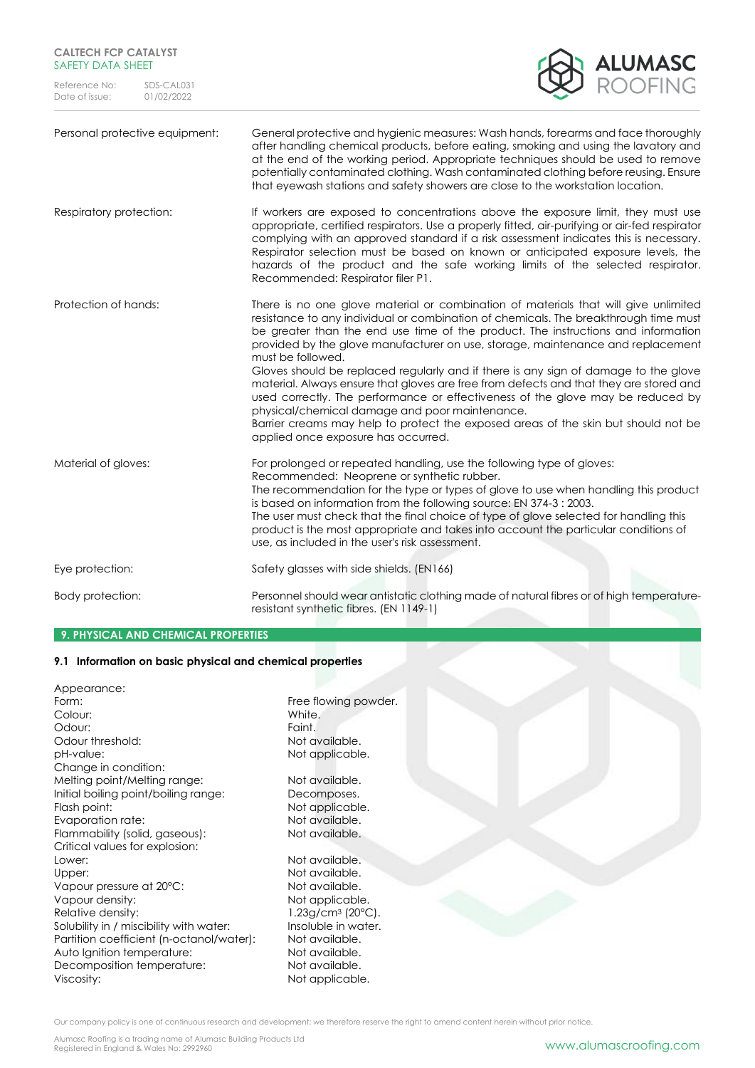| | |
|---|---|
| Personal protective equipment: | General protective and hygienic measures: Wash hands, forearms and face thoroughly after handling chemical products, before eating, smoking and using the lavatory and at the end of the working period. Appropriate techniques should be used to remove potentially contaminated clothing. Wash contaminated clothing before reusing. Ensure that eyewash stations and safety showers are close to the workstation location. |
| Respiratory protection: | If workers are exposed to concentrations above the exposure limit, they must use appropriate, certified respirators. Use a properly fitted, air-purifying or air-fed respirator complying with an approved standard if a risk assessment indicates this is necessary. Respirator selection must be based on known or anticipated exposure levels, the hazards of the product and the safe working limits of the selected respirator. Recommended: Respirator filer P1. |
| Protection of hands: | There is no one glove material or combination of materials that will give unlimited resistance to any individual or combination of chemicals. The breakthrough time must be greater than the end use time of the product. The instructions and information provided by the glove manufacturer on use, storage, maintenance and replacement must be followed.<br>Gloves should be replaced regularly and if there is any sign of damage to the glove material. Always ensure that gloves are free from defects and that they are stored and used correctly. The performance or effectiveness of the glove may be reduced by physical/chemical damage and poor maintenance.<br>Barrier creams may help to protect the exposed areas of the skin but should not be applied once exposure has occurred. |
| Material of gloves: | For prolonged or repeated handling, use the following type of gloves:<br>Recommended: Neoprene or synthetic rubber.<br>The recommendation for the type or types of glove to use when handling this product is based on information from the following source: EN 374-3 : 2003.<br>The user must check that the final choice of type of glove selected for handling this product is the most appropriate and takes into account the particular conditions of use, as included in the user's risk assessment. |
| Eye protection: | Safety glasses with side shields. (EN166) |
| Body protection: | Personnel should wear antistatic clothing made of natural fibres or of high temperature-resistant synthetic fibres. (EN 1149-1) |

## 9. PHYSICAL AND CHEMICAL PROPERTIES

### 9.1 Information on basic physical and chemical properties

| | |
|---|---|
| Appearance: | |
| Form: | Free flowing powder. |
| Colour: | White. |
| Odour: | Faint. |
| Odour threshold: | Not available. |
| pH-value: | Not applicable. |
| Change in condition: | |
| Melting point/Melting range: | Not available. |
| Initial boiling point/boiling range: | Decomposes. |
| Flash point: | Not applicable. |
| Evaporation rate: | Not available. |
| Flammability (solid, gaseous): | Not available. |
| Critical values for explosion: | |
| Lower: | Not available. |
| Upper: | Not available. |
| Vapour pressure at 20°C: | Not available. |
| Vapour density: | Not applicable. |
| Relative density: | 1.23g/cm³ (20°C). |
| Solubility in / miscibility with water: | Insoluble in water. |
| Partition coefficient (n-octanol/water): | Not available. |
| Auto Ignition temperature: | Not available. |
| Decomposition temperature: | Not available. |
| Viscosity: | Not applicable. |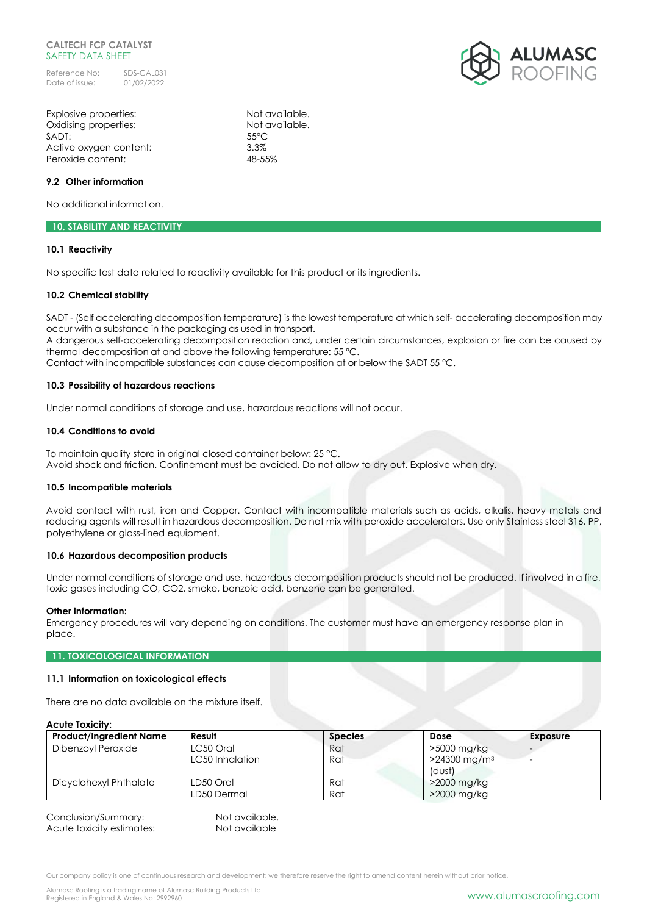| | |
|---|---|
| Explosive properties: | Not available. |
| Oxidising properties: | Not available. |
| SADT: | 55°C |
| Active oxygen content: | 3.3% |
| Peroxide content: | 48-55% |

### 9.2 Other information

No additional information.

## 10. STABILITY AND REACTIVITY

### 10.1 Reactivity

No specific test data related to reactivity available for this product or its ingredients.

### 10.2 Chemical stability

SADT - (Self accelerating decomposition temperature) is the lowest temperature at which self- accelerating decomposition may occur with a substance in the packaging as used in transport.
A dangerous self-accelerating decomposition reaction and, under certain circumstances, explosion or fire can be caused by thermal decomposition at and above the following temperature: 55 °C.
Contact with incompatible substances can cause decomposition at or below the SADT 55 °C.

### 10.3 Possibility of hazardous reactions

Under normal conditions of storage and use, hazardous reactions will not occur.

### 10.4 Conditions to avoid

To maintain quality store in original closed container below: 25 °C.
Avoid shock and friction. Confinement must be avoided. Do not allow to dry out. Explosive when dry.

### 10.5 Incompatible materials

Avoid contact with rust, iron and Copper. Contact with incompatible materials such as acids, alkalis, heavy metals and reducing agents will result in hazardous decomposition. Do not mix with peroxide accelerators. Use only Stainless steel 316, PP, polyethylene or glass-lined equipment.

### 10.6 Hazardous decomposition products

Under normal conditions of storage and use, hazardous decomposition products should not be produced. If involved in a fire, toxic gases including CO, CO2, smoke, benzoic acid, benzene can be generated.

**Other information:**
Emergency procedures will vary depending on conditions. The customer must have an emergency response plan in place.

## 11. TOXICOLOGICAL INFORMATION

### 11.1 Information on toxicological effects

There are no data available on the mixture itself.

**Acute Toxicity:**

| Product/Ingredient Name | Result | Species | Dose | Exposure |
|---|---|---|---|---|
| Dibenzoyl Peroxide | LC50 Oral<br>LC50 Inhalation | Rat<br>Rat | >5000 mg/kg<br>>24300 mg/m³ (dust) | -<br>- |
| Dicyclohexyl Phthalate | LD50 Oral<br>LD50 Dermal | Rat<br>Rat | >2000 mg/kg<br>>2000 mg/kg | |

| | |
|---|---|
| Conclusion/Summary: | Not available. |
| Acute toxicity estimates: | Not available |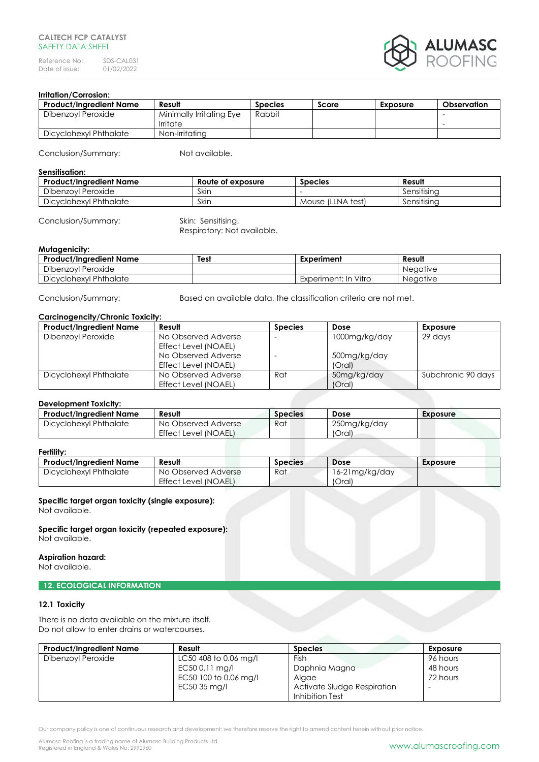**Irritation/Corrosion:**

| Product/Ingredient Name | Result | Species | Score | Exposure | Observation |
|---|---|---|---|---|---|
| Dibenzoyl Peroxide | Minimally Irritating Eye Irritate | Rabbit | | | - - |
| Dicyclohexyl Phthalate | Non-Irritating | | | | |

Conclusion/Summary: Not available.

**Sensitisation:**

| Product/Ingredient Name | Route of exposure | Species | Result |
|---|---|---|---|
| Dibenzoyl Peroxide | Skin | - | Sensitising |
| Dicyclohexyl Phthalate | Skin | Mouse (LLNA test) | Sensitising |

Conclusion/Summary: Skin: Sensitising.
Respiratory: Not available.

**Mutagenicity:**

| Product/Ingredient Name | Test | Experiment | Result |
|---|---|---|---|
| Dibenzoyl Peroxide | | | Negative |
| Dicyclohexyl Phthalate | | Experiment: In Vitro | Negative |

Conclusion/Summary: Based on available data, the classification criteria are not met.

**Carcinogencity/Chronic Toxicity:**

| Product/Ingredient Name | Result | Species | Dose | Exposure |
|---|---|---|---|---|
| Dibenzoyl Peroxide | No Observed Adverse Effect Level (NOAEL) | - | 1000mg/kg/day | 29 days |
| | No Observed Adverse Effect Level (NOAEL) | - | 500mg/kg/day (Oral) | |
| Dicyclohexyl Phthalate | No Observed Adverse Effect Level (NOAEL) | Rat | 50mg/kg/day (Oral) | Subchronic 90 days |

**Development Toxicity:**

| Product/Ingredient Name | Result | Species | Dose | Exposure |
|---|---|---|---|---|
| Dicyclohexyl Phthalate | No Observed Adverse Effect Level (NOAEL) | Rat | 250mg/kg/day (Oral) | |

**Fertility:**

| Product/Ingredient Name | Result | Species | Dose | Exposure |
|---|---|---|---|---|
| Dicyclohexyl Phthalate | No Observed Adverse Effect Level (NOAEL) | Rat | 16-21mg/kg/day (Oral) | |

**Specific target organ toxicity (single exposure):**
Not available.

**Specific target organ toxicity (repeated exposure):**
Not available.

**Aspiration hazard:**
Not available.

## 12. ECOLOGICAL INFORMATION

### 12.1 Toxicity

There is no data available on the mixture itself.
Do not allow to enter drains or watercourses.

| Product/Ingredient Name | Result | Species | Exposure |
|---|---|---|---|
| Dibenzoyl Peroxide | LC50 408 to 0.06 mg/l | Fish | 96 hours |
| | EC50 0.11 mg/l | Daphnia Magna | 48 hours |
| | EC50 100 to 0.06 mg/l | Algae | 72 hours |
| | EC50 35 mg/l | Activate Sludge Respiration Inhibition Test | - |

Our company policy is one of continuous research and development; we therefore reserve the right to amend content herein without prior notice.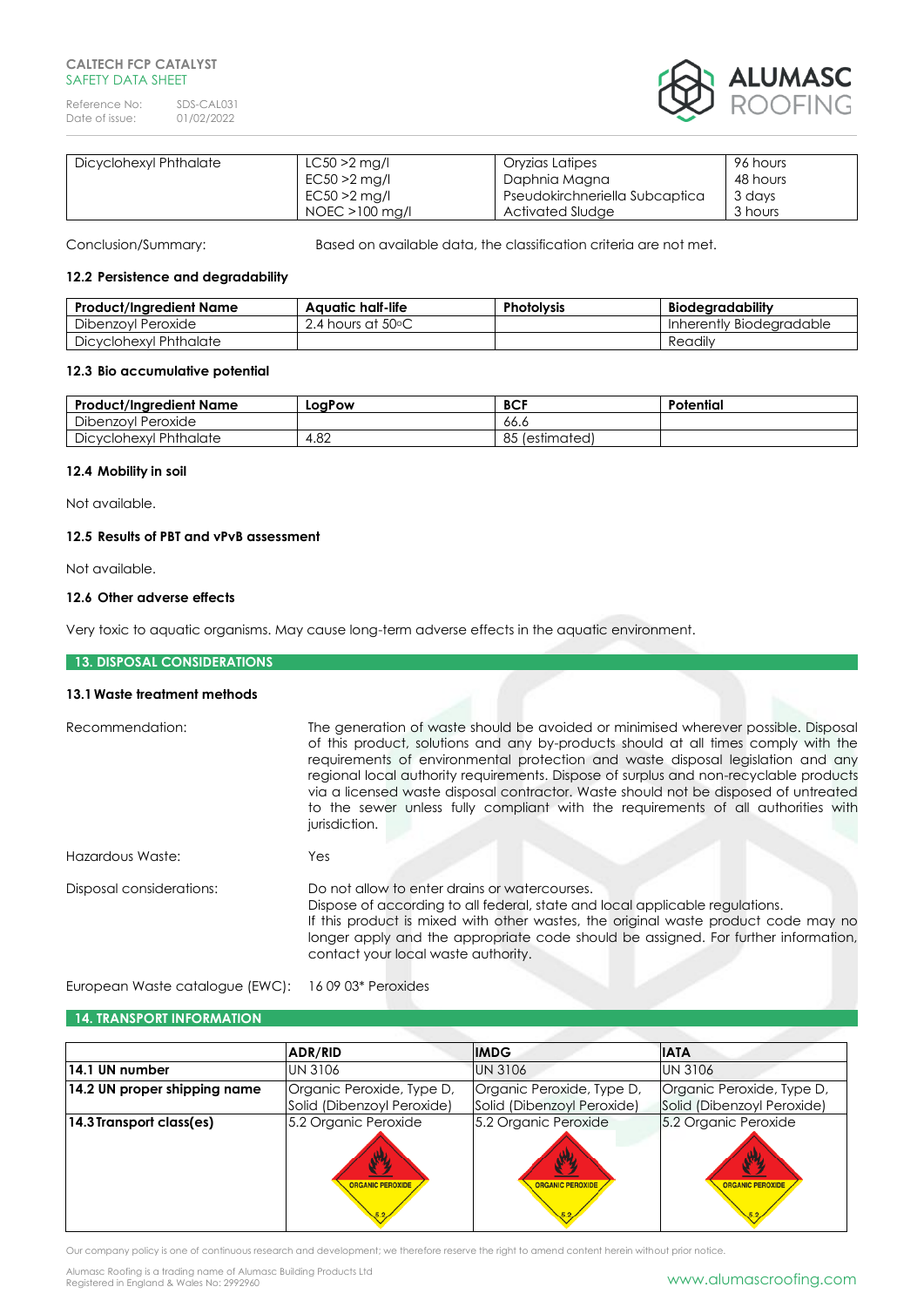| Dicyclohexyl Phthalate | LC50 >2 mg/l<br>EC50 >2 mg/l<br>EC50 >2 mg/l<br>NOEC >100 mg/l | Oryzias Latipes<br>Daphnia Magna<br>Pseudokirchneriella Subcaptica<br>Activated Sludge | 96 hours<br>48 hours<br>3 days<br>3 hours |
|---|---|---|---|

Conclusion/Summary: Based on available data, the classification criteria are not met.

### 12.2 Persistence and degradability

| Product/Ingredient Name | Aquatic half-life | Photolysis | Biodegradability |
|---|---|---|---|
| Dibenzoyl Peroxide | 2.4 hours at 50°C | | Inherently Biodegradable |
| Dicyclohexyl Phthalate | | | Readily |

### 12.3 Bio accumulative potential

| Product/Ingredient Name | LogPow | BCF | Potential |
|---|---|---|---|
| Dibenzoyl Peroxide | | 66.6 | |
| Dicyclohexyl Phthalate | 4.82 | 85 (estimated) | |

### 12.4 Mobility in soil

Not available.

### 12.5 Results of PBT and vPvB assessment

Not available.

### 12.6 Other adverse effects

Very toxic to aquatic organisms. May cause long-term adverse effects in the aquatic environment.

## 13. DISPOSAL CONSIDERATIONS

### 13.1 Waste treatment methods

Recommendation: The generation of waste should be avoided or minimised wherever possible. Disposal of this product, solutions and any by-products should at all times comply with the requirements of environmental protection and waste disposal legislation and any regional local authority requirements. Dispose of surplus and non-recyclable products via a licensed waste disposal contractor. Waste should not be disposed of untreated to the sewer unless fully compliant with the requirements of all authorities with jurisdiction.

Hazardous Waste: Yes

Disposal considerations: Do not allow to enter drains or watercourses.
Dispose of according to all federal, state and local applicable regulations.
If this product is mixed with other wastes, the original waste product code may no longer apply and the appropriate code should be assigned. For further information, contact your local waste authority.

European Waste catalogue (EWC): 16 09 03* Peroxides

## 14. TRANSPORT INFORMATION

| | ADR/RID | IMDG | IATA |
|---|---|---|---|
| **14.1 UN number** | UN 3106 | UN 3106 | UN 3106 |
| **14.2 UN proper shipping name** | Organic Peroxide, Type D, Solid (Dibenzoyl Peroxide) | Organic Peroxide, Type D, Solid (Dibenzoyl Peroxide) | Organic Peroxide, Type D, Solid (Dibenzoyl Peroxide) |
| **14.3 Transport class(es)** | 5.2 Organic Peroxide | 5.2 Organic Peroxide | 5.2 Organic Peroxide |

Our company policy is one of continuous research and development; we therefore reserve the right to amend content herein without prior notice.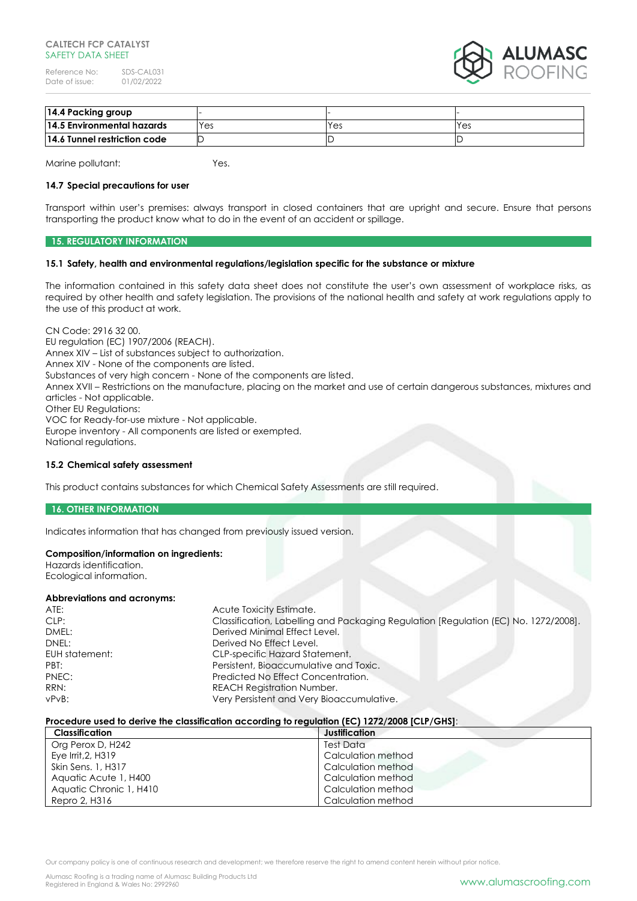| 14.4 Packing group | - | - | - |
|---|---|---|---|
| 14.5 Environmental hazards | Yes | Yes | Yes |
| 14.6 Tunnel restriction code | D | D | D |

Marine pollutant: Yes.

**14.7 Special precautions for user**

Transport within user's premises: always transport in closed containers that are upright and secure. Ensure that persons transporting the product know what to do in the event of an accident or spillage.

## 15. REGULATORY INFORMATION

**15.1 Safety, health and environmental regulations/legislation specific for the substance or mixture**

The information contained in this safety data sheet does not constitute the user's own assessment of workplace risks, as required by other health and safety legislation. The provisions of the national health and safety at work regulations apply to the use of this product at work.

CN Code: 2916 32 00.
EU regulation (EC) 1907/2006 (REACH).
Annex XIV – List of substances subject to authorization.
Annex XIV - None of the components are listed.
Substances of very high concern - None of the components are listed.
Annex XVII – Restrictions on the manufacture, placing on the market and use of certain dangerous substances, mixtures and articles - Not applicable.
Other EU Regulations:
VOC for Ready-for-use mixture - Not applicable.
Europe inventory - All components are listed or exempted.
National regulations.

**15.2 Chemical safety assessment**

This product contains substances for which Chemical Safety Assessments are still required.

## 16. OTHER INFORMATION

Indicates information that has changed from previously issued version.

**Composition/information on ingredients:**
Hazards identification.
Ecological information.

**Abbreviations and acronyms:**

ATE: Acute Toxicity Estimate.
CLP: Classification, Labelling and Packaging Regulation [Regulation (EC) No. 1272/2008].
DMEL: Derived Minimal Effect Level.
DNEL: Derived No Effect Level.
EUH statement: CLP-specific Hazard Statement.
PBT: Persistent, Bioaccumulative and Toxic.
PNEC: Predicted No Effect Concentration.
RRN: REACH Registration Number.
vPvB: Very Persistent and Very Bioaccumulative.

**Procedure used to derive the classification according to regulation (EC) 1272/2008 [CLP/GHS]**:

| Classification | Justification |
|---|---|
| Org Perox D, H242 | Test Data |
| Eye Irrit,2, H319 | Calculation method |
| Skin Sens. 1, H317 | Calculation method |
| Aquatic Acute 1, H400 | Calculation method |
| Aquatic Chronic 1, H410 | Calculation method |
| Repro 2, H316 | Calculation method |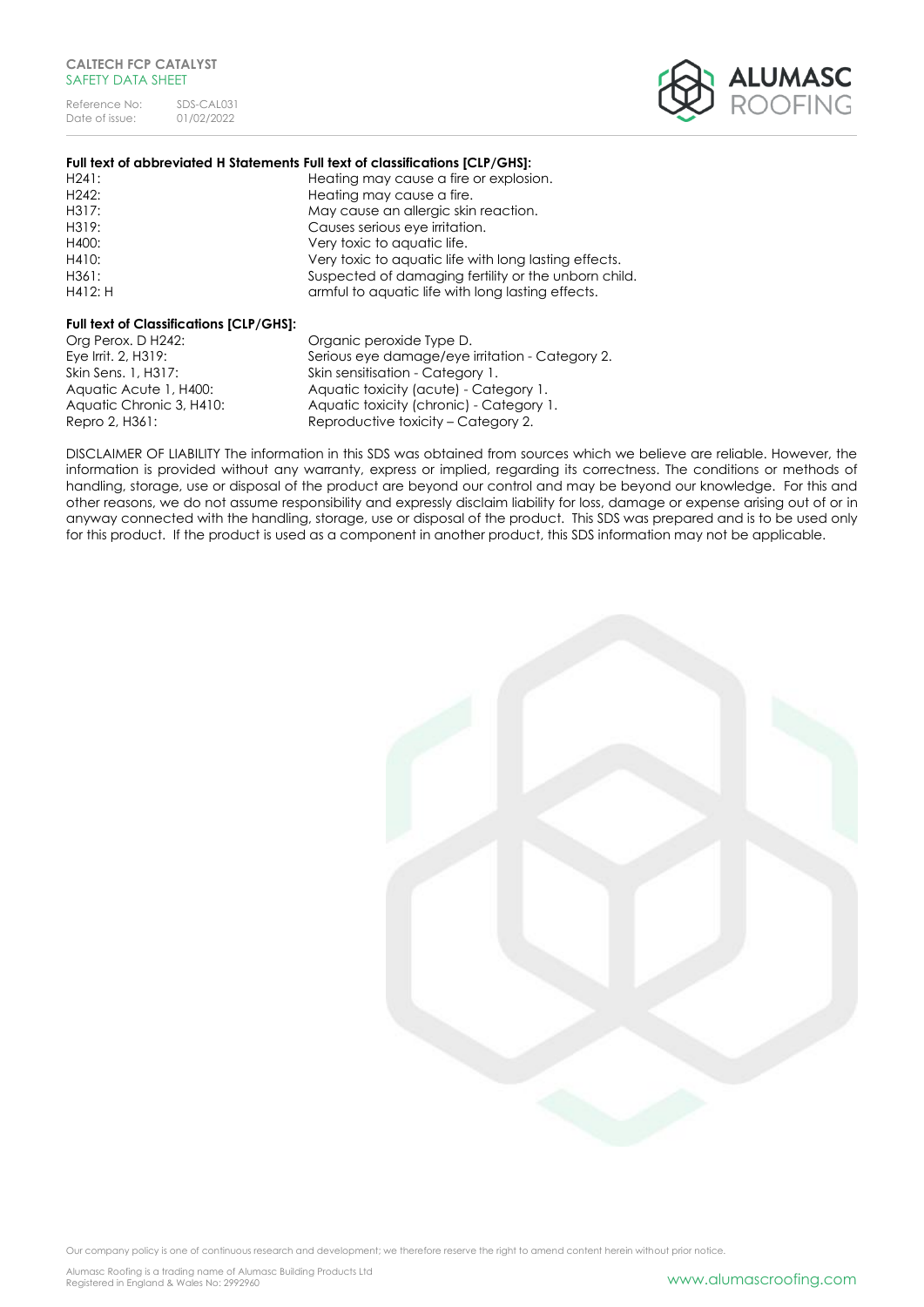**Full text of abbreviated H Statements Full text of classifications [CLP/GHS]:**

| | |
|---|---|
| H241: | Heating may cause a fire or explosion. |
| H242: | Heating may cause a fire. |
| H317: | May cause an allergic skin reaction. |
| H319: | Causes serious eye irritation. |
| H400: | Very toxic to aquatic life. |
| H410: | Very toxic to aquatic life with long lasting effects. |
| H361: | Suspected of damaging fertility or the unborn child. |
| H412: H | armful to aquatic life with long lasting effects. |

**Full text of Classifications [CLP/GHS]:**

| | |
|---|---|
| Org Perox. D H242: | Organic peroxide Type D. |
| Eye Irrit. 2, H319: | Serious eye damage/eye irritation - Category 2. |
| Skin Sens. 1, H317: | Skin sensitisation - Category 1. |
| Aquatic Acute 1, H400: | Aquatic toxicity (acute) - Category 1. |
| Aquatic Chronic 3, H410: | Aquatic toxicity (chronic) - Category 1. |
| Repro 2, H361: | Reproductive toxicity – Category 2. |

DISCLAIMER OF LIABILITY The information in this SDS was obtained from sources which we believe are reliable. However, the information is provided without any warranty, express or implied, regarding its correctness. The conditions or methods of handling, storage, use or disposal of the product are beyond our control and may be beyond our knowledge. For this and other reasons, we do not assume responsibility and expressly disclaim liability for loss, damage or expense arising out of or in anyway connected with the handling, storage, use or disposal of the product. This SDS was prepared and is to be used only for this product. If the product is used as a component in another product, this SDS information may not be applicable.